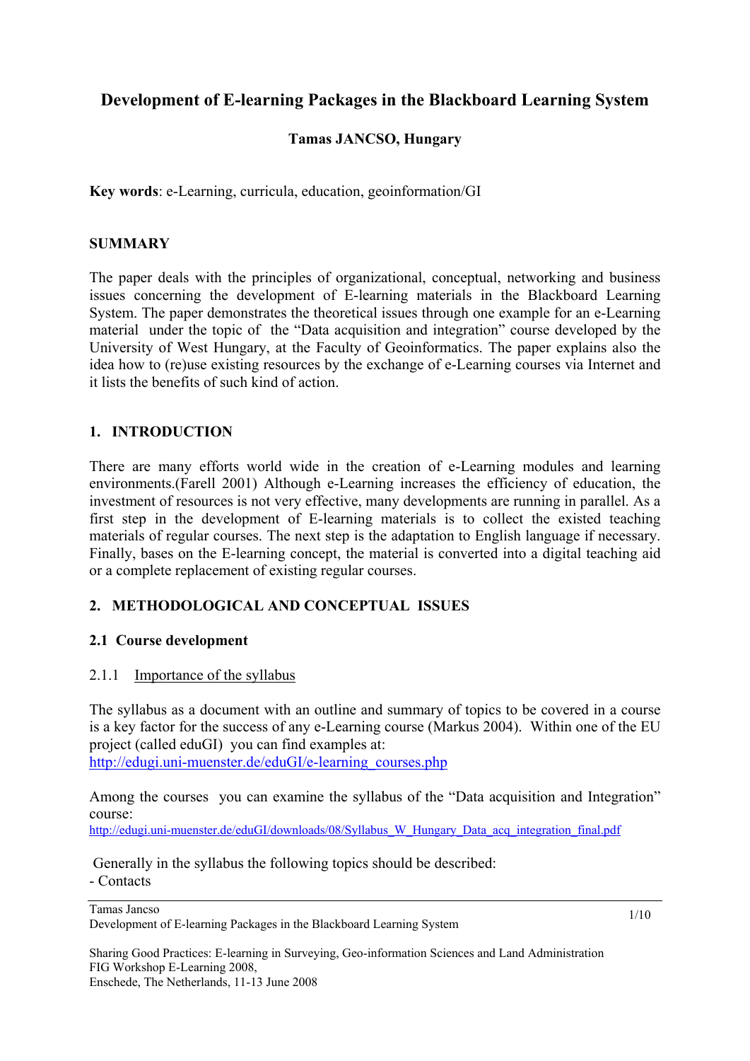# Development of E-learning Packages in the Blackboard Learning System

**Tamas JANCSO, Hungary**

**Key words**: e-Learning, curricula, education, geoinformation/GI

## SUMMARY

The paper deals with the principles of organizational, conceptual, networking and business issues concerning the development of E-learning materials in the Blackboard Learning System. The paper demonstrates the theoretical issues through one example for an e-Learning material under the topic of the "Data acquisition and integration" course developed by the University of West Hungary, at the Faculty of Geoinformatics. The paper explains also the idea how to (re)use existing resources by the exchange of e-Learning courses via Internet and it lists the benefits of such kind of action.

## 1. INTRODUCTION

There are many efforts world wide in the creation of e-Learning modules and learning environments.(Farell 2001) Although e-Learning increases the efficiency of education, the investment of resources is not very effective, many developments are running in parallel. As a first step in the development of E-learning materials is to collect the existed teaching materials of regular courses. The next step is the adaptation to English language if necessary. Finally, bases on the E-learning concept, the material is converted into a digital teaching aid or a complete replacement of existing regular courses.

## 2. METHODOLOGICAL AND CONCEPTUAL ISSUES

### 2.1 Course development

#### 2.1.1 Importance of the syllabus

The syllabus as a document with an outline and summary of topics to be covered in a course is a key factor for the success of any e-Learning course (Markus 2004). Within one of the EU project (called eduGI) you can find examples at:
http://edugi.uni-muenster.de/eduGI/e-learning_courses.php

Among the courses you can examine the syllabus of the "Data acquisition and Integration" course:
http://edugi.uni-muenster.de/eduGI/downloads/08/Syllabus_W_Hungary_Data_acq_integration_final.pdf

Generally in the syllabus the following topics should be described:
- Contacts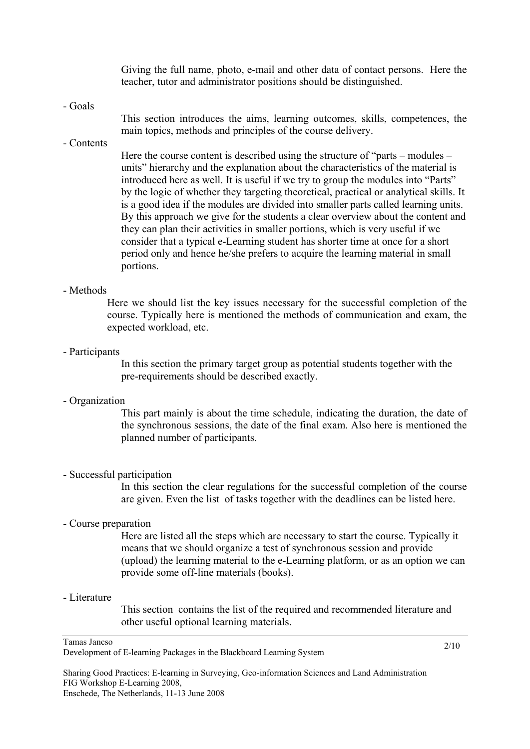Giving the full name, photo, e-mail and other data of contact persons. Here the teacher, tutor and administrator positions should be distinguished.

- Goals

  This section introduces the aims, learning outcomes, skills, competences, the main topics, methods and principles of the course delivery.

- Contents

  Here the course content is described using the structure of "parts – modules – units" hierarchy and the explanation about the characteristics of the material is introduced here as well. It is useful if we try to group the modules into "Parts" by the logic of whether they targeting theoretical, practical or analytical skills. It is a good idea if the modules are divided into smaller parts called learning units. By this approach we give for the students a clear overview about the content and they can plan their activities in smaller portions, which is very useful if we consider that a typical e-Learning student has shorter time at once for a short period only and hence he/she prefers to acquire the learning material in small portions.

- Methods

  Here we should list the key issues necessary for the successful completion of the course. Typically here is mentioned the methods of communication and exam, the expected workload, etc.

- Participants

  In this section the primary target group as potential students together with the pre-requirements should be described exactly.

- Organization

  This part mainly is about the time schedule, indicating the duration, the date of the synchronous sessions, the date of the final exam. Also here is mentioned the planned number of participants.

- Successful participation

  In this section the clear regulations for the successful completion of the course are given. Even the list of tasks together with the deadlines can be listed here.

- Course preparation

  Here are listed all the steps which are necessary to start the course. Typically it means that we should organize a test of synchronous session and provide (upload) the learning material to the e-Learning platform, or as an option we can provide some off-line materials (books).

- Literature

  This section contains the list of the required and recommended literature and other useful optional learning materials.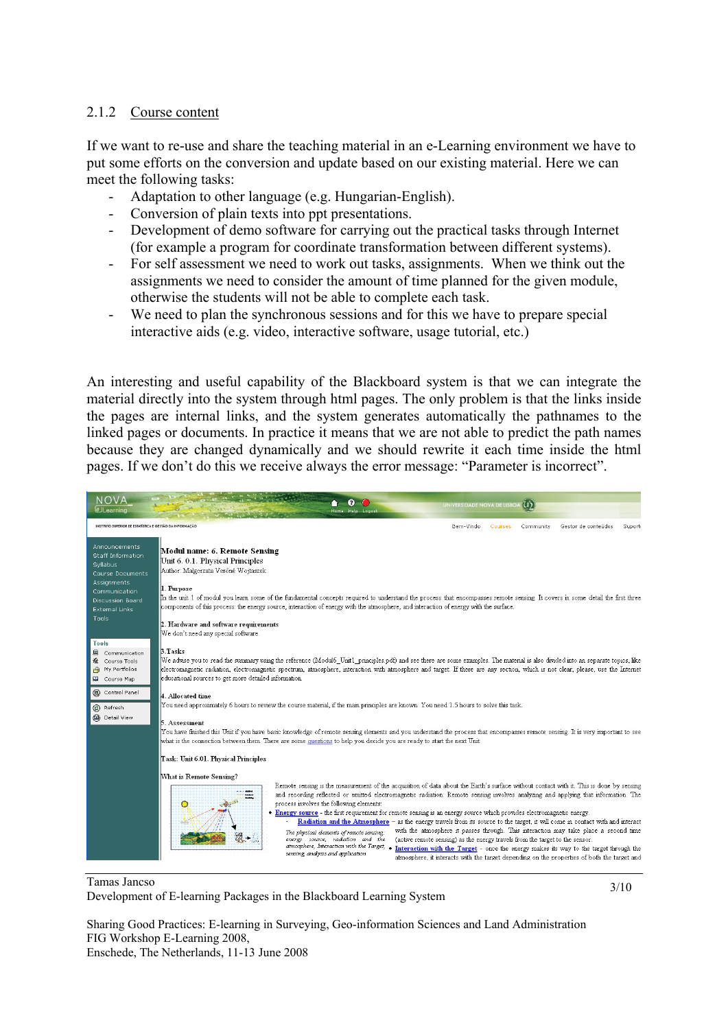### 2.1.2 Course content

If we want to re-use and share the teaching material in an e-Learning environment we have to put some efforts on the conversion and update based on our existing material. Here we can meet the following tasks:

- Adaptation to other language (e.g. Hungarian-English).
- Conversion of plain texts into ppt presentations.
- Development of demo software for carrying out the practical tasks through Internet (for example a program for coordinate transformation between different systems).
- For self assessment we need to work out tasks, assignments. When we think out the assignments we need to consider the amount of time planned for the given module, otherwise the students will not be able to complete each task.
- We need to plan the synchronous sessions and for this we have to prepare special interactive aids (e.g. video, interactive software, usage tutorial, etc.)

An interesting and useful capability of the Blackboard system is that we can integrate the material directly into the system through html pages. The only problem is that the links inside the pages are internal links, and the system generates automatically the pathnames to the linked pages or documents. In practice it means that we are not able to predict the path names because they are changed dynamically and we should rewrite it each time inside the html pages. If we don't do this we receive always the error message: "Parameter is incorrect".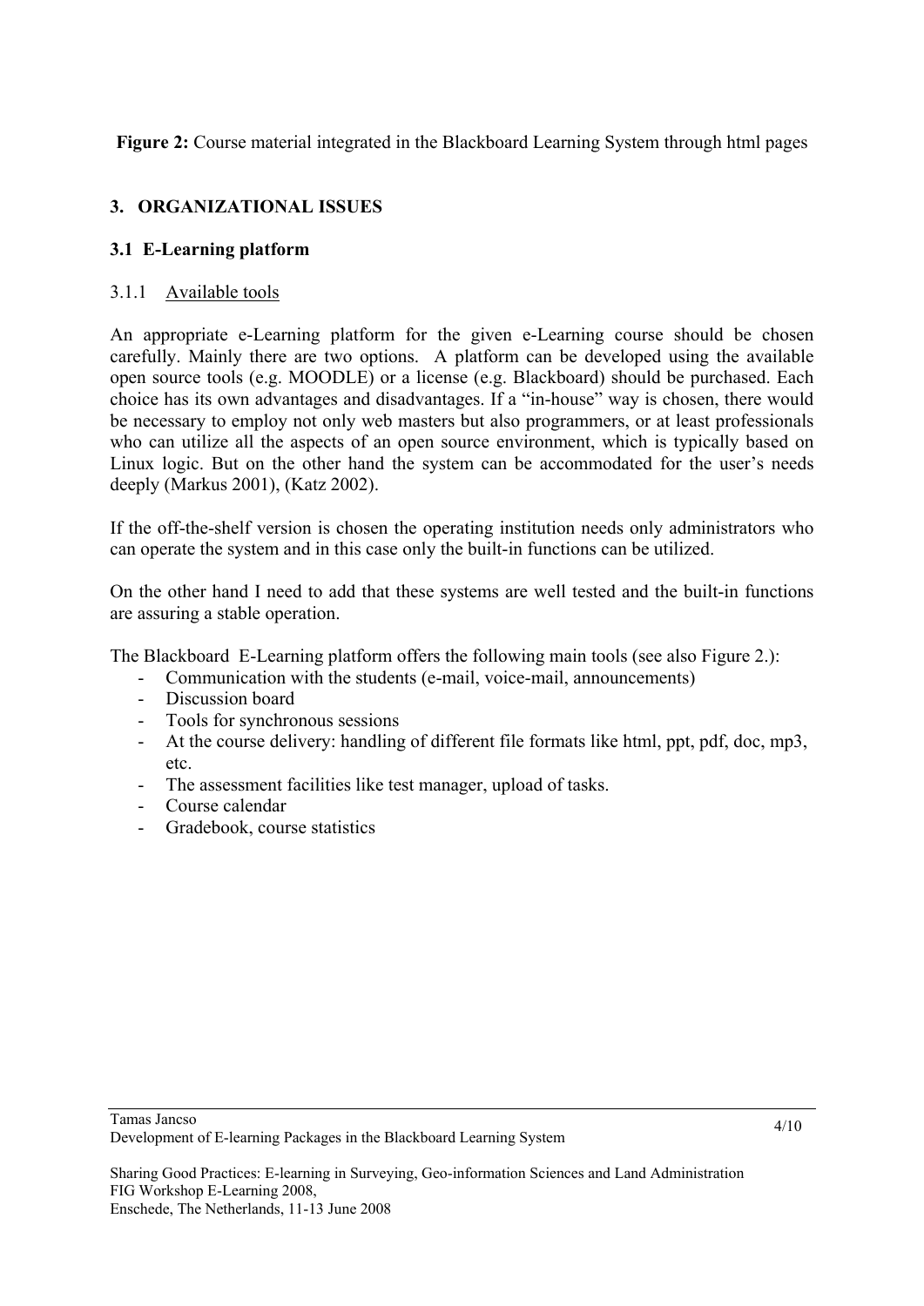**Figure 2:** Course material integrated in the Blackboard Learning System through html pages

## 3. ORGANIZATIONAL ISSUES

### 3.1 E-Learning platform

#### 3.1.1 Available tools

An appropriate e-Learning platform for the given e-Learning course should be chosen carefully. Mainly there are two options. A platform can be developed using the available open source tools (e.g. MOODLE) or a license (e.g. Blackboard) should be purchased. Each choice has its own advantages and disadvantages. If a "in-house" way is chosen, there would be necessary to employ not only web masters but also programmers, or at least professionals who can utilize all the aspects of an open source environment, which is typically based on Linux logic. But on the other hand the system can be accommodated for the user's needs deeply (Markus 2001), (Katz 2002).

If the off-the-shelf version is chosen the operating institution needs only administrators who can operate the system and in this case only the built-in functions can be utilized.

On the other hand I need to add that these systems are well tested and the built-in functions are assuring a stable operation.

The Blackboard E-Learning platform offers the following main tools (see also Figure 2.):

- Communication with the students (e-mail, voice-mail, announcements)
- Discussion board
- Tools for synchronous sessions
- At the course delivery: handling of different file formats like html, ppt, pdf, doc, mp3, etc.
- The assessment facilities like test manager, upload of tasks.
- Course calendar
- Gradebook, course statistics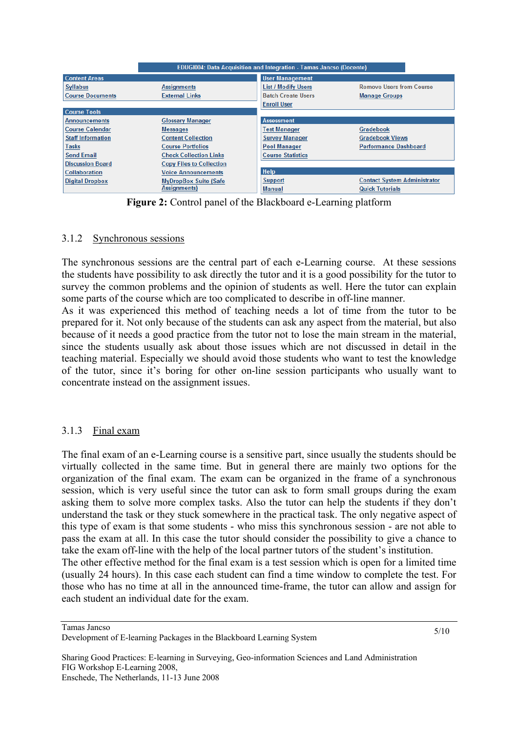**EDUGI004: Data Acquisition and Integration - Tamas Jancso (Docente)**

| Content Areas | |
|---|---|
| Syllabus | Assignments |
| Course Documents | External Links |

| Course Tools | |
|---|---|
| Announcements | Glossary Manager |
| Course Calendar | Messages |
| Staff Information | Content Collection |
| Tasks | Course Portfolios |
| Send Email | Check Collection Links |
| Discussion Board | Copy Files to Collection |
| Collaboration | Voice Announcements |
| Digital Dropbox | MyDropBox Suite (Safe Assignments) |

| User Management | |
|---|---|
| List / Modify Users | Remove Users from Course |
| Batch Create Users | Manage Groups |
| Enroll User | |

| Assessment | |
|---|---|
| Test Manager | Gradebook |
| Survey Manager | Gradebook Views |
| Pool Manager | Performance Dashboard |
| Course Statistics | |

| Help | |
|---|---|
| Support | Contact System Administrator |
| Manual | Quick Tutorials |

**Figure 2:** Control panel of the Blackboard e-Learning platform

### 3.1.2 Synchronous sessions

The synchronous sessions are the central part of each e-Learning course. At these sessions the students have possibility to ask directly the tutor and it is a good possibility for the tutor to survey the common problems and the opinion of students as well. Here the tutor can explain some parts of the course which are too complicated to describe in off-line manner.
As it was experienced this method of teaching needs a lot of time from the tutor to be prepared for it. Not only because of the students can ask any aspect from the material, but also because of it needs a good practice from the tutor not to lose the main stream in the material, since the students usually ask about those issues which are not discussed in detail in the teaching material. Especially we should avoid those students who want to test the knowledge of the tutor, since it's boring for other on-line session participants who usually want to concentrate instead on the assignment issues.

### 3.1.3 Final exam

The final exam of an e-Learning course is a sensitive part, since usually the students should be virtually collected in the same time. But in general there are mainly two options for the organization of the final exam. The exam can be organized in the frame of a synchronous session, which is very useful since the tutor can ask to form small groups during the exam asking them to solve more complex tasks. Also the tutor can help the students if they don't understand the task or they stuck somewhere in the practical task. The only negative aspect of this type of exam is that some students - who miss this synchronous session - are not able to pass the exam at all. In this case the tutor should consider the possibility to give a chance to take the exam off-line with the help of the local partner tutors of the student's institution.
The other effective method for the final exam is a test session which is open for a limited time (usually 24 hours). In this case each student can find a time window to complete the test. For those who has no time at all in the announced time-frame, the tutor can allow and assign for each student an individual date for the exam.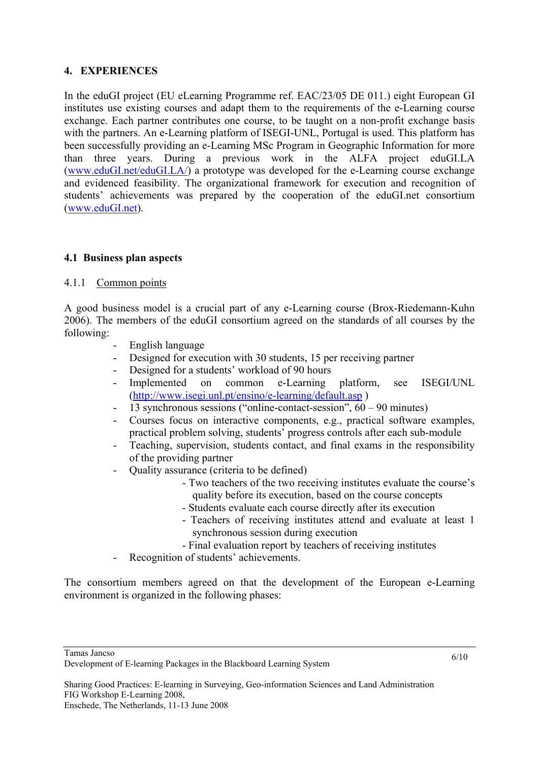## 4. EXPERIENCES

In the eduGI project (EU eLearning Programme ref. EAC/23/05 DE 011.) eight European GI institutes use existing courses and adapt them to the requirements of the e-Learning course exchange. Each partner contributes one course, to be taught on a non-profit exchange basis with the partners. An e-Learning platform of ISEGI-UNL, Portugal is used. This platform has been successfully providing an e-Learning MSc Program in Geographic Information for more than three years. During a previous work in the ALFA project eduGI.LA ([www.eduGI.net/eduGI.LA/](www.eduGI.net/eduGI.LA/)) a prototype was developed for the e-Learning course exchange and evidenced feasibility. The organizational framework for execution and recognition of students' achievements was prepared by the cooperation of the eduGI.net consortium ([www.eduGI.net](www.eduGI.net)).

### 4.1 Business plan aspects

#### 4.1.1 Common points

A good business model is a crucial part of any e-Learning course (Brox-Riedemann-Kuhn 2006). The members of the eduGI consortium agreed on the standards of all courses by the following:

- English language
- Designed for execution with 30 students, 15 per receiving partner
- Designed for a students' workload of 90 hours
- Implemented on common e-Learning platform, see ISEGI/UNL ([http://www.isegi.unl.pt/ensino/e-learning/default.asp](http://www.isegi.unl.pt/ensino/e-learning/default.asp) )
- 13 synchronous sessions ("online-contact-session", 60 – 90 minutes)
- Courses focus on interactive components, e.g., practical software examples, practical problem solving, students' progress controls after each sub-module
- Teaching, supervision, students contact, and final exams in the responsibility of the providing partner
- Quality assurance (criteria to be defined)
  - Two teachers of the two receiving institutes evaluate the course's quality before its execution, based on the course concepts
  - Students evaluate each course directly after its execution
  - Teachers of receiving institutes attend and evaluate at least 1 synchronous session during execution
  - Final evaluation report by teachers of receiving institutes
- Recognition of students' achievements.

The consortium members agreed on that the development of the European e-Learning environment is organized in the following phases: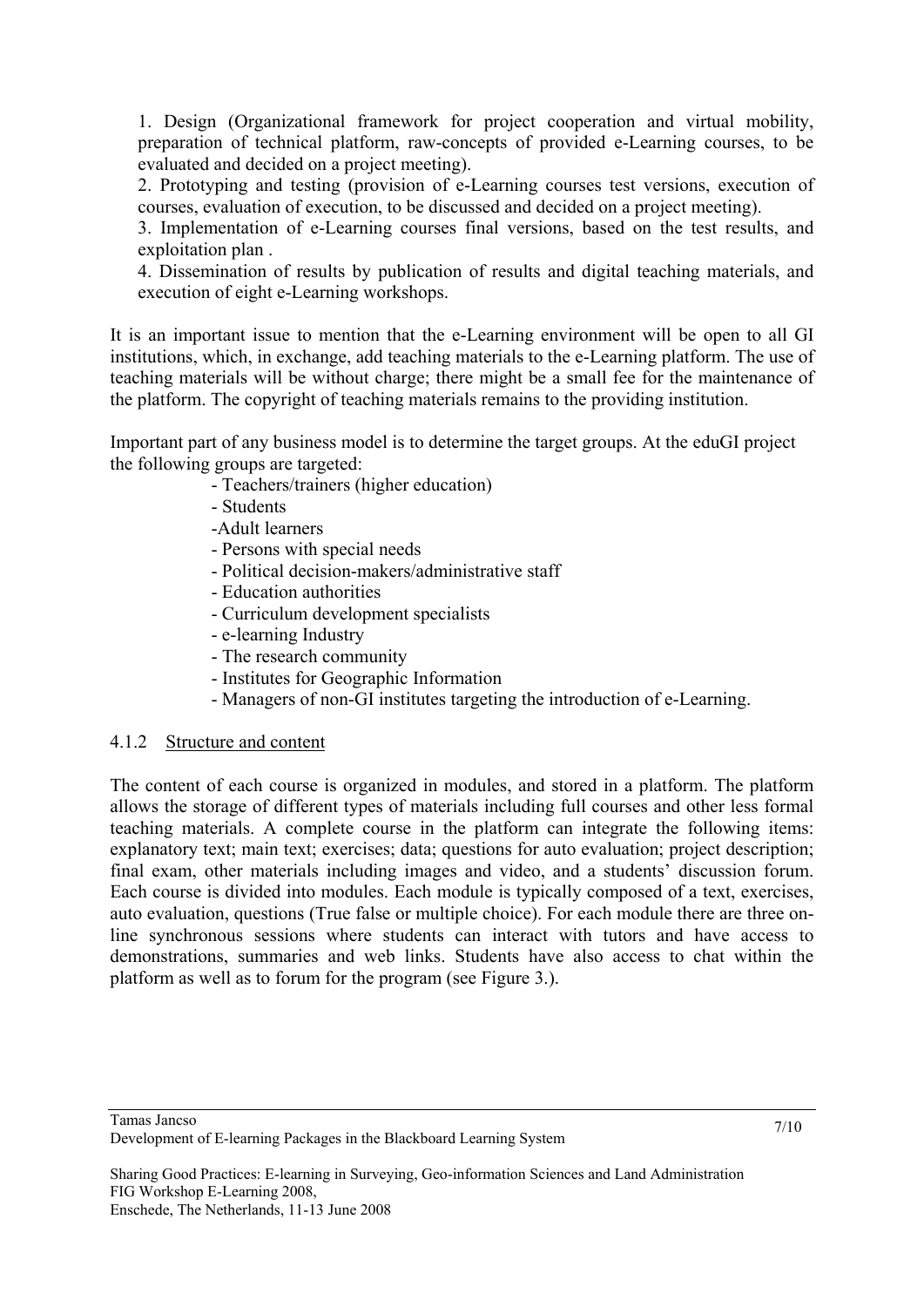1. Design (Organizational framework for project cooperation and virtual mobility, preparation of technical platform, raw-concepts of provided e-Learning courses, to be evaluated and decided on a project meeting).
2. Prototyping and testing (provision of e-Learning courses test versions, execution of courses, evaluation of execution, to be discussed and decided on a project meeting).
3. Implementation of e-Learning courses final versions, based on the test results, and exploitation plan .
4. Dissemination of results by publication of results and digital teaching materials, and execution of eight e-Learning workshops.

It is an important issue to mention that the e-Learning environment will be open to all GI institutions, which, in exchange, add teaching materials to the e-Learning platform. The use of teaching materials will be without charge; there might be a small fee for the maintenance of the platform. The copyright of teaching materials remains to the providing institution.

Important part of any business model is to determine the target groups. At the eduGI project the following groups are targeted:

- Teachers/trainers (higher education)
- Students
- Adult learners
- Persons with special needs
- Political decision-makers/administrative staff
- Education authorities
- Curriculum development specialists
- e-learning Industry
- The research community
- Institutes for Geographic Information
- Managers of non-GI institutes targeting the introduction of e-Learning.

#### 4.1.2 Structure and content

The content of each course is organized in modules, and stored in a platform. The platform allows the storage of different types of materials including full courses and other less formal teaching materials. A complete course in the platform can integrate the following items: explanatory text; main text; exercises; data; questions for auto evaluation; project description; final exam, other materials including images and video, and a students' discussion forum. Each course is divided into modules. Each module is typically composed of a text, exercises, auto evaluation, questions (True false or multiple choice). For each module there are three on-line synchronous sessions where students can interact with tutors and have access to demonstrations, summaries and web links. Students have also access to chat within the platform as well as to forum for the program (see Figure 3.).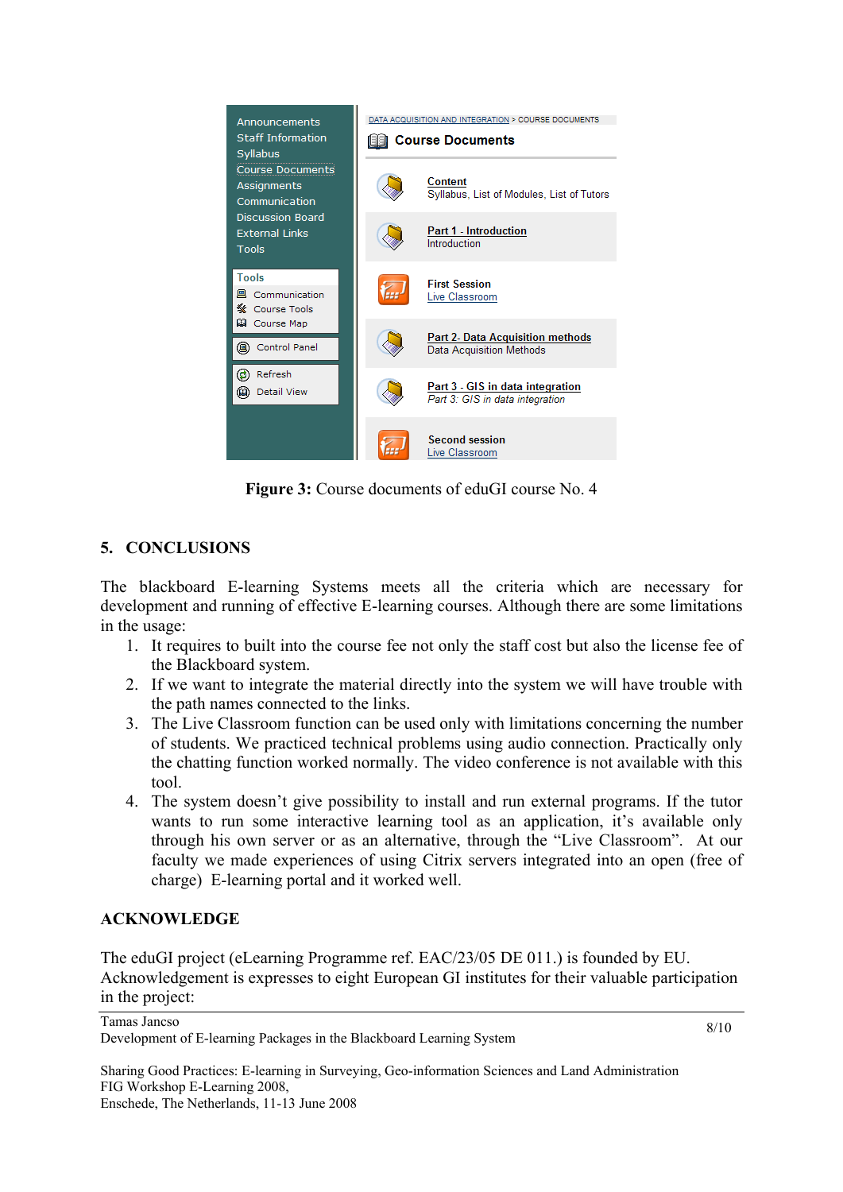**Figure 3:** Course documents of eduGI course No. 4

## 5. CONCLUSIONS

The blackboard E-learning Systems meets all the criteria which are necessary for development and running of effective E-learning courses. Although there are some limitations in the usage:

1. It requires to built into the course fee not only the staff cost but also the license fee of the Blackboard system.
2. If we want to integrate the material directly into the system we will have trouble with the path names connected to the links.
3. The Live Classroom function can be used only with limitations concerning the number of students. We practiced technical problems using audio connection. Practically only the chatting function worked normally. The video conference is not available with this tool.
4. The system doesn't give possibility to install and run external programs. If the tutor wants to run some interactive learning tool as an application, it's available only through his own server or as an alternative, through the "Live Classroom". At our faculty we made experiences of using Citrix servers integrated into an open (free of charge) E-learning portal and it worked well.

## ACKNOWLEDGE

The eduGI project (eLearning Programme ref. EAC/23/05 DE 011.) is founded by EU. Acknowledgement is expresses to eight European GI institutes for their valuable participation in the project: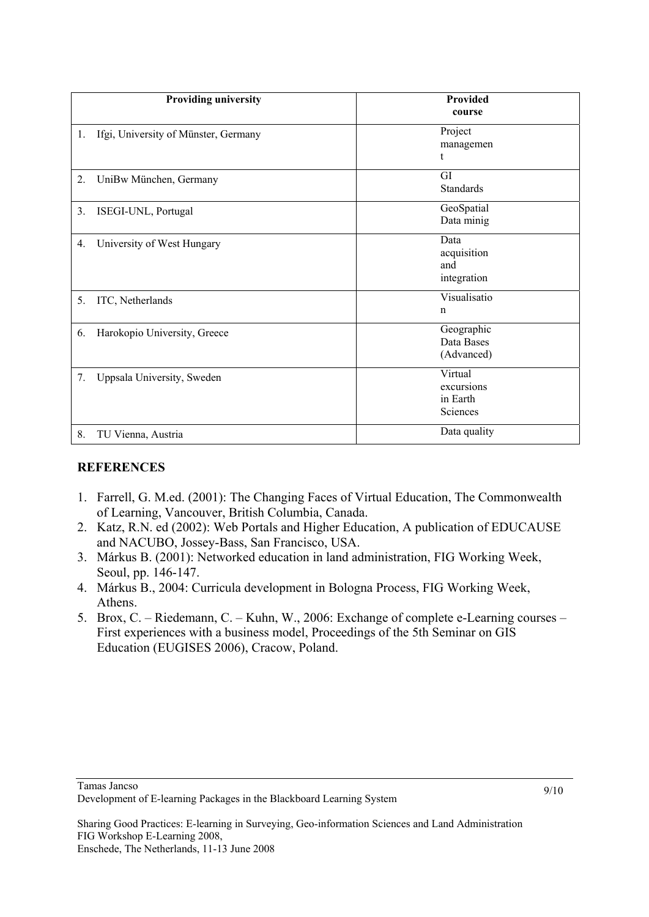| Providing university | Provided course |
|---|---|
| 1. Ifgi, University of Münster, Germany | Project management |
| 2. UniBw München, Germany | GI Standards |
| 3. ISEGI-UNL, Portugal | GeoSpatial Data minig |
| 4. University of West Hungary | Data acquisition and integration |
| 5. ITC, Netherlands | Visualisation |
| 6. Harokopio University, Greece | Geographic Data Bases (Advanced) |
| 7. Uppsala University, Sweden | Virtual excursions in Earth Sciences |
| 8. TU Vienna, Austria | Data quality |

## REFERENCES

1. Farrell, G. M.ed. (2001): The Changing Faces of Virtual Education, The Commonwealth of Learning, Vancouver, British Columbia, Canada.
2. Katz, R.N. ed (2002): Web Portals and Higher Education, A publication of EDUCAUSE and NACUBO, Jossey-Bass, San Francisco, USA.
3. Márkus B. (2001): Networked education in land administration, FIG Working Week, Seoul, pp. 146-147.
4. Márkus B., 2004: Curricula development in Bologna Process, FIG Working Week, Athens.
5. Brox, C. – Riedemann, C. – Kuhn, W., 2006: Exchange of complete e-Learning courses – First experiences with a business model, Proceedings of the 5th Seminar on GIS Education (EUGISES 2006), Cracow, Poland.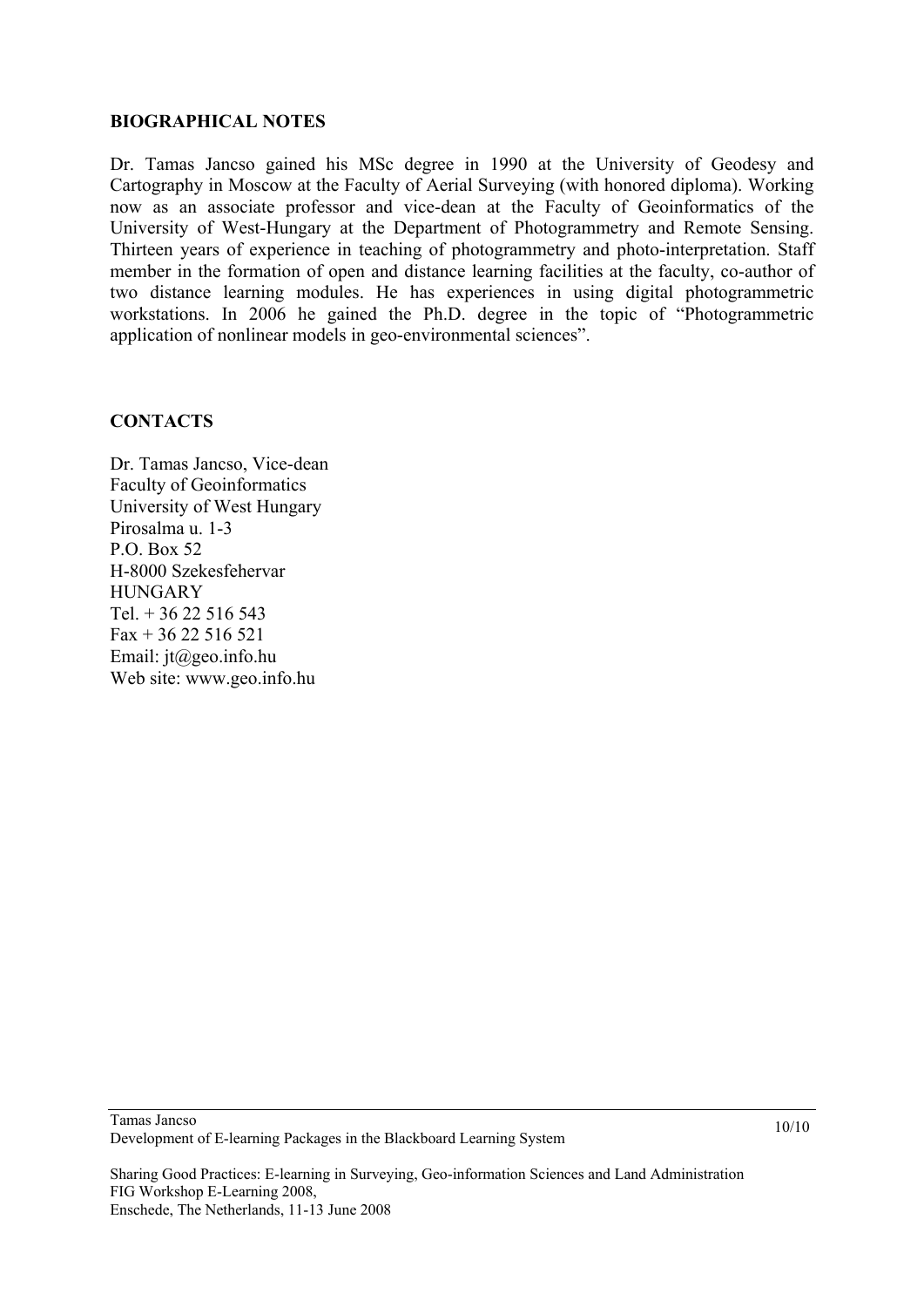## BIOGRAPHICAL NOTES

Dr. Tamas Jancso gained his MSc degree in 1990 at the University of Geodesy and Cartography in Moscow at the Faculty of Aerial Surveying (with honored diploma). Working now as an associate professor and vice-dean at the Faculty of Geoinformatics of the University of West-Hungary at the Department of Photogrammetry and Remote Sensing. Thirteen years of experience in teaching of photogrammetry and photo-interpretation. Staff member in the formation of open and distance learning facilities at the faculty, co-author of two distance learning modules. He has experiences in using digital photogrammetric workstations. In 2006 he gained the Ph.D. degree in the topic of "Photogrammetric application of nonlinear models in geo-environmental sciences".

## CONTACTS

Dr. Tamas Jancso, Vice-dean
Faculty of Geoinformatics
University of West Hungary
Pirosalma u. 1-3
P.O. Box 52
H-8000 Szekesfehervar
HUNGARY
Tel. + 36 22 516 543
Fax + 36 22 516 521
Email: jt@geo.info.hu
Web site: www.geo.info.hu